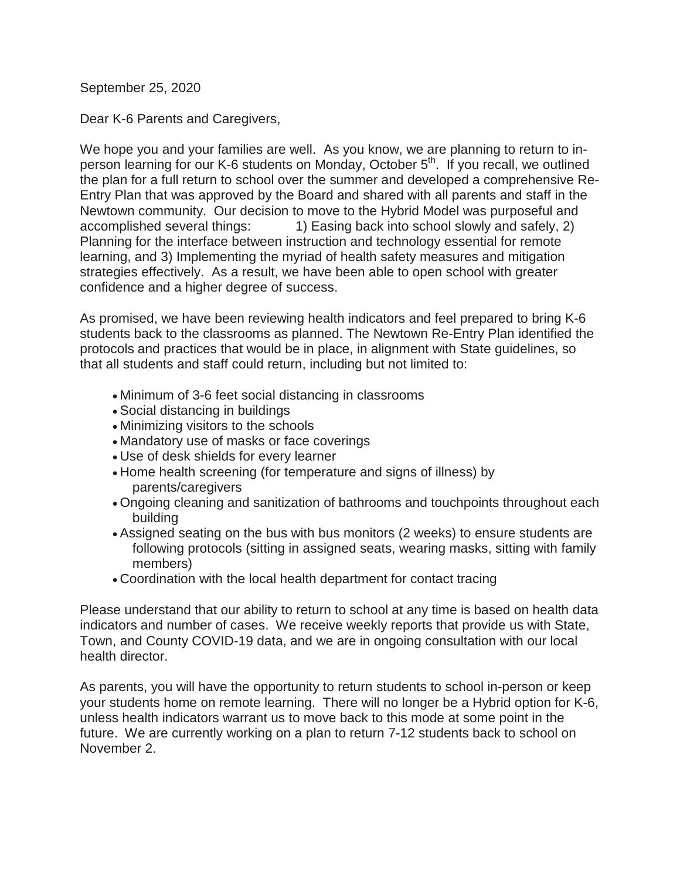September 25, 2020

Dear K-6 Parents and Caregivers,

We hope you and your families are well. As you know, we are planning to return to in-person learning for our K-6 students on Monday, October 5th. If you recall, we outlined the plan for a full return to school over the summer and developed a comprehensive Re-Entry Plan that was approved by the Board and shared with all parents and staff in the Newtown community. Our decision to move to the Hybrid Model was purposeful and accomplished several things: 1) Easing back into school slowly and safely, 2) Planning for the interface between instruction and technology essential for remote learning, and 3) Implementing the myriad of health safety measures and mitigation strategies effectively. As a result, we have been able to open school with greater confidence and a higher degree of success.

As promised, we have been reviewing health indicators and feel prepared to bring K-6 students back to the classrooms as planned. The Newtown Re-Entry Plan identified the protocols and practices that would be in place, in alignment with State guidelines, so that all students and staff could return, including but not limited to:

- Minimum of 3-6 feet social distancing in classrooms
- Social distancing in buildings
- Minimizing visitors to the schools
- Mandatory use of masks or face coverings
- Use of desk shields for every learner
- Home health screening (for temperature and signs of illness) by parents/caregivers
- Ongoing cleaning and sanitization of bathrooms and touchpoints throughout each building
- Assigned seating on the bus with bus monitors (2 weeks) to ensure students are following protocols (sitting in assigned seats, wearing masks, sitting with family members)
- Coordination with the local health department for contact tracing

Please understand that our ability to return to school at any time is based on health data indicators and number of cases. We receive weekly reports that provide us with State, Town, and County COVID-19 data, and we are in ongoing consultation with our local health director.

As parents, you will have the opportunity to return students to school in-person or keep your students home on remote learning. There will no longer be a Hybrid option for K-6, unless health indicators warrant us to move back to this mode at some point in the future. We are currently working on a plan to return 7-12 students back to school on November 2.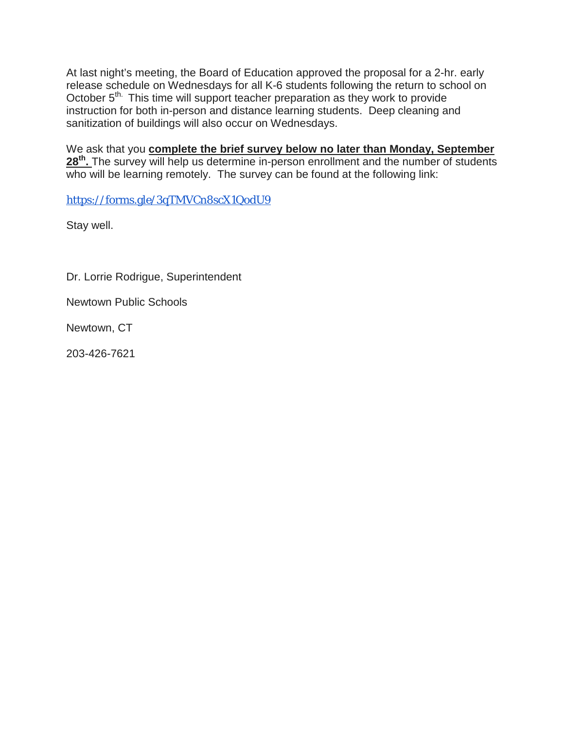At last night's meeting, the Board of Education approved the proposal for a 2-hr. early release schedule on Wednesdays for all K-6 students following the return to school on October 5th. This time will support teacher preparation as they work to provide instruction for both in-person and distance learning students. Deep cleaning and sanitization of buildings will also occur on Wednesdays.

We ask that you **complete the brief survey below no later than Monday, September 28th.** The survey will help us determine in-person enrollment and the number of students who will be learning remotely. The survey can be found at the following link:

https://forms.gle/3qTMVCn8scX1QodU9

Stay well.

Dr. Lorrie Rodrigue, Superintendent

Newtown Public Schools

Newtown, CT

203-426-7621